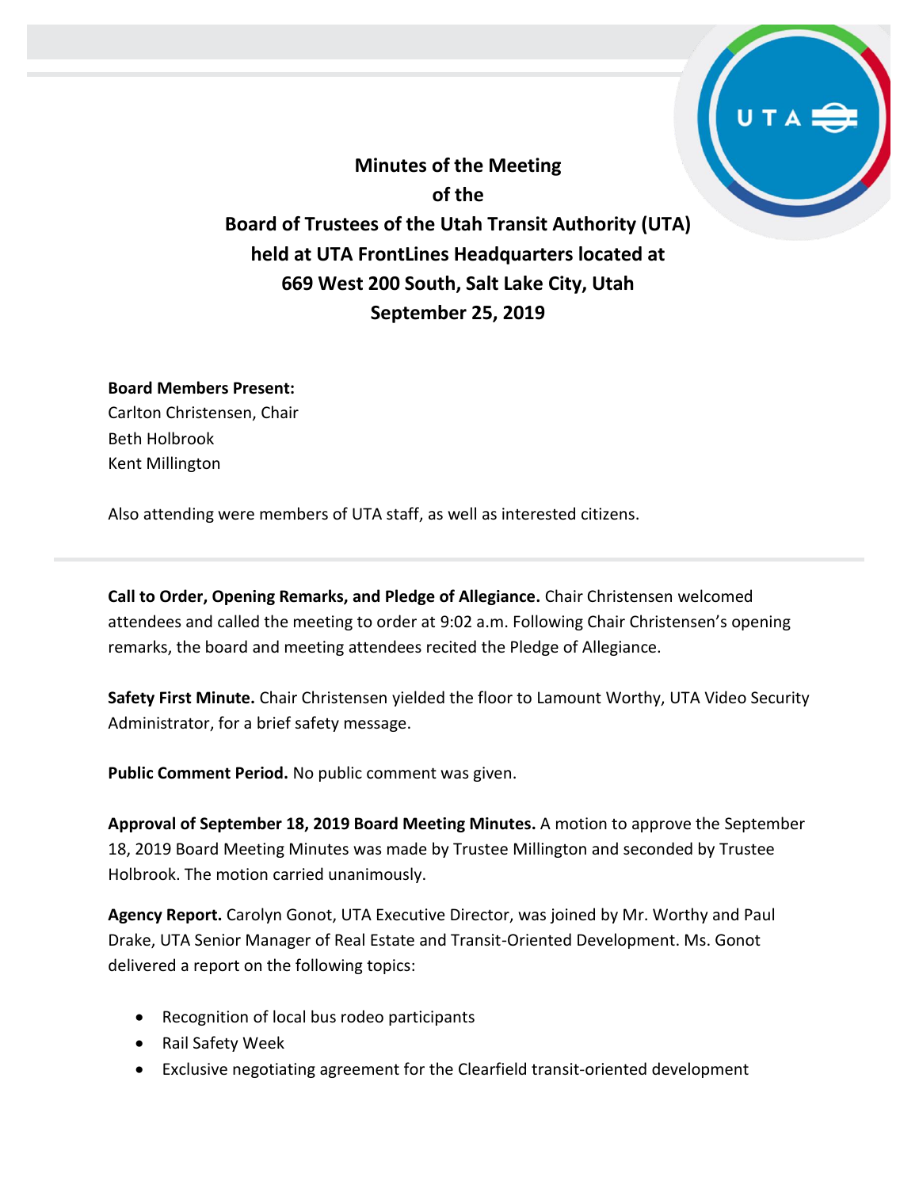**Minutes of the Meeting**
**of the**
**Board of Trustees of the Utah Transit Authority (UTA)**
**held at UTA FrontLines Headquarters located at**
**669 West 200 South, Salt Lake City, Utah**
**September 25, 2019**

**Board Members Present:**
Carlton Christensen, Chair
Beth Holbrook
Kent Millington

Also attending were members of UTA staff, as well as interested citizens.

---

**Call to Order, Opening Remarks, and Pledge of Allegiance.** Chair Christensen welcomed attendees and called the meeting to order at 9:02 a.m. Following Chair Christensen's opening remarks, the board and meeting attendees recited the Pledge of Allegiance.

**Safety First Minute.** Chair Christensen yielded the floor to Lamount Worthy, UTA Video Security Administrator, for a brief safety message.

**Public Comment Period.** No public comment was given.

**Approval of September 18, 2019 Board Meeting Minutes.** A motion to approve the September 18, 2019 Board Meeting Minutes was made by Trustee Millington and seconded by Trustee Holbrook. The motion carried unanimously.

**Agency Report.** Carolyn Gonot, UTA Executive Director, was joined by Mr. Worthy and Paul Drake, UTA Senior Manager of Real Estate and Transit-Oriented Development. Ms. Gonot delivered a report on the following topics:

- Recognition of local bus rodeo participants
- Rail Safety Week
- Exclusive negotiating agreement for the Clearfield transit-oriented development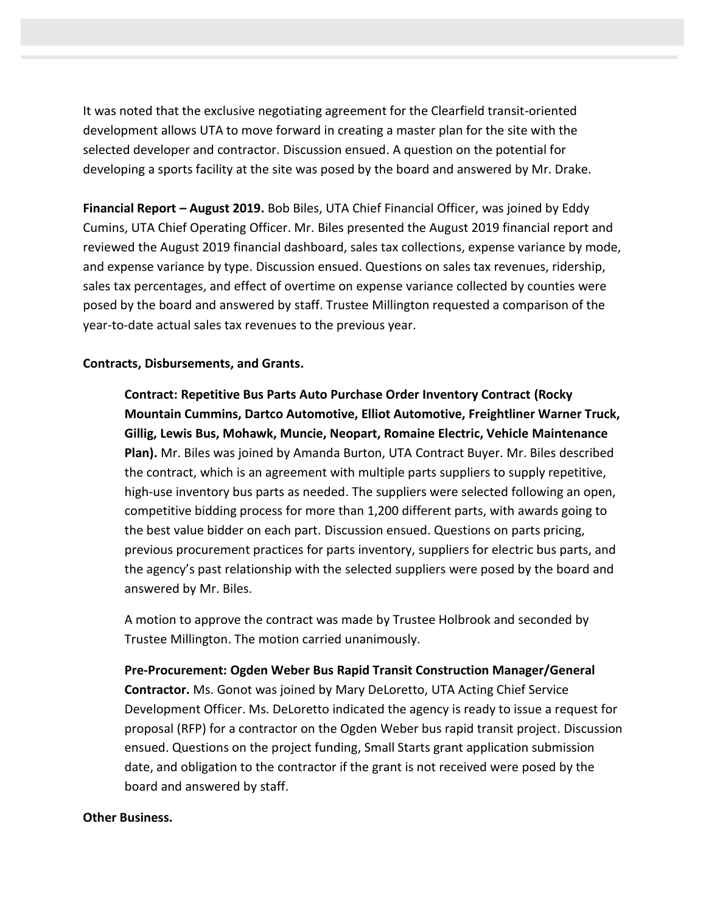It was noted that the exclusive negotiating agreement for the Clearfield transit-oriented development allows UTA to move forward in creating a master plan for the site with the selected developer and contractor. Discussion ensued. A question on the potential for developing a sports facility at the site was posed by the board and answered by Mr. Drake.

**Financial Report – August 2019.** Bob Biles, UTA Chief Financial Officer, was joined by Eddy Cumins, UTA Chief Operating Officer. Mr. Biles presented the August 2019 financial report and reviewed the August 2019 financial dashboard, sales tax collections, expense variance by mode, and expense variance by type. Discussion ensued. Questions on sales tax revenues, ridership, sales tax percentages, and effect of overtime on expense variance collected by counties were posed by the board and answered by staff. Trustee Millington requested a comparison of the year-to-date actual sales tax revenues to the previous year.

**Contracts, Disbursements, and Grants.**

> **Contract: Repetitive Bus Parts Auto Purchase Order Inventory Contract (Rocky Mountain Cummins, Dartco Automotive, Elliot Automotive, Freightliner Warner Truck, Gillig, Lewis Bus, Mohawk, Muncie, Neopart, Romaine Electric, Vehicle Maintenance Plan).** Mr. Biles was joined by Amanda Burton, UTA Contract Buyer. Mr. Biles described the contract, which is an agreement with multiple parts suppliers to supply repetitive, high-use inventory bus parts as needed. The suppliers were selected following an open, competitive bidding process for more than 1,200 different parts, with awards going to the best value bidder on each part. Discussion ensued. Questions on parts pricing, previous procurement practices for parts inventory, suppliers for electric bus parts, and the agency's past relationship with the selected suppliers were posed by the board and answered by Mr. Biles.
>
> A motion to approve the contract was made by Trustee Holbrook and seconded by Trustee Millington. The motion carried unanimously.
>
> **Pre-Procurement: Ogden Weber Bus Rapid Transit Construction Manager/General Contractor.** Ms. Gonot was joined by Mary DeLoretto, UTA Acting Chief Service Development Officer. Ms. DeLoretto indicated the agency is ready to issue a request for proposal (RFP) for a contractor on the Ogden Weber bus rapid transit project. Discussion ensued. Questions on the project funding, Small Starts grant application submission date, and obligation to the contractor if the grant is not received were posed by the board and answered by staff.

**Other Business.**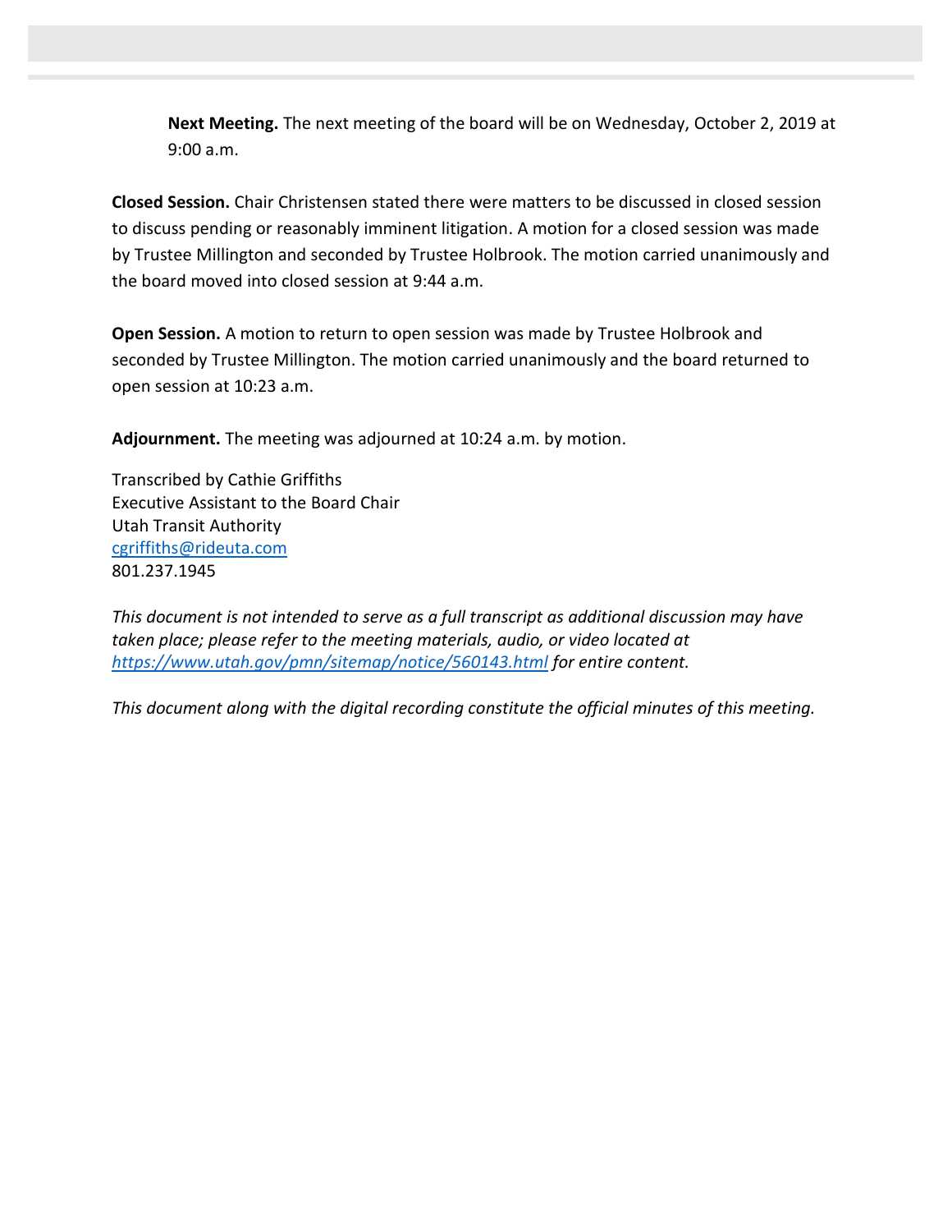**Next Meeting.** The next meeting of the board will be on Wednesday, October 2, 2019 at 9:00 a.m.

**Closed Session.** Chair Christensen stated there were matters to be discussed in closed session to discuss pending or reasonably imminent litigation. A motion for a closed session was made by Trustee Millington and seconded by Trustee Holbrook. The motion carried unanimously and the board moved into closed session at 9:44 a.m.

**Open Session.** A motion to return to open session was made by Trustee Holbrook and seconded by Trustee Millington. The motion carried unanimously and the board returned to open session at 10:23 a.m.

**Adjournment.** The meeting was adjourned at 10:24 a.m. by motion.

Transcribed by Cathie Griffiths
Executive Assistant to the Board Chair
Utah Transit Authority
cgriffiths@rideuta.com
801.237.1945

*This document is not intended to serve as a full transcript as additional discussion may have taken place; please refer to the meeting materials, audio, or video located at https://www.utah.gov/pmn/sitemap/notice/560143.html for entire content.*

*This document along with the digital recording constitute the official minutes of this meeting.*